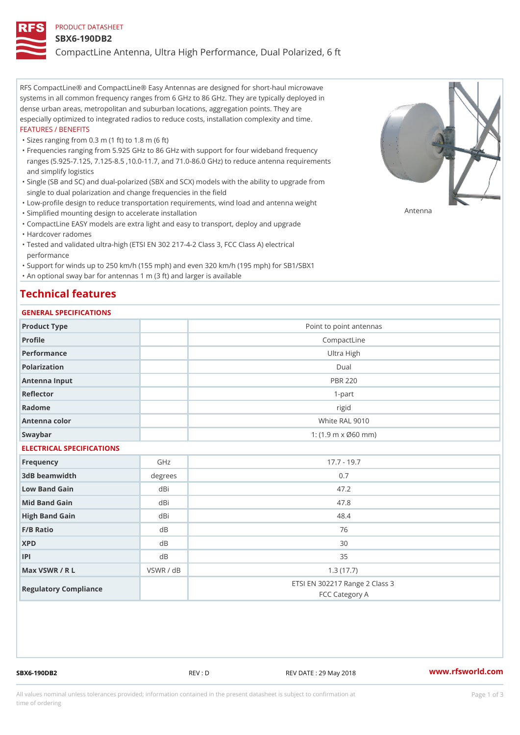PRODUCT DATASHEET

# SBX6-190DB2

## CompactLine Antenna, Ultra High Performance, Dual Polarized, 6 ft

RFS CompactLine® and CompactLine® Easy Antennas are designed for short-haul microwave systems in all common frequency ranges from 6 GHz to 86 GHz. They are typically deployed in dense urban areas, metropolitan and suburban locations, aggregation points. They are especially optimized to integrated radios to reduce costs, installation complexity and time.

FEATURES / BENEFITS

- Sizes ranging from 0.3 m (1 ft) to 1.8 m (6 ft)
- Frequencies ranging from 5.925 GHz to 86 GHz with support for four wideband frequency ranges (5.925-7.125, 7.125-8.5 ,10.0-11.7, and 71.0-86.0 GHz) to reduce antenna requirements and simplify logistics
- Single (SB and SC) and dual-polarized (SBX and SCX) models with the ability to upgrade from single to dual polarization and change frequencies in the field
- Low-profile design to reduce transportation requirements, wind load and antenna weight
- Simplified mounting design to accelerate installation
- CompactLine EASY models are extra light and easy to transport, deploy and upgrade
- Hardcover radomes
- Tested and validated ultra-high (ETSI EN 302 217-4-2 Class 3, FCC Class A) electrical performance
- Support for winds up to 250 km/h (155 mph) and even 320 km/h (195 mph) for SB1/SBX1
- An optional sway bar for antennas 1 m (3 ft) and larger is available

Antenna

## Technical features

### GENERAL SPECIFICATIONS

| | | |
|---|---|---|
| Product Type | | Point to point antennas |
| Profile | | CompactLine |
| Performance | | Ultra High |
| Polarization | | Dual |
| Antenna Input | | PBR 220 |
| Reflector | | 1-part |
| Radome | | rigid |
| Antenna color | | White RAL 9010 |
| Swaybar | | 1: (1.9 m x Ø60 mm) |

### ELECTRICAL SPECIFICATIONS

| | | |
|---|---|---|
| Frequency | GHz | 17.7 - 19.7 |
| 3dB beamwidth | degrees | 0.7 |
| Low Band Gain | dBi | 47.2 |
| Mid Band Gain | dBi | 47.8 |
| High Band Gain | dBi | 48.4 |
| F/B Ratio | dB | 76 |
| XPD | dB | 30 |
| IPI | dB | 35 |
| Max VSWR / R L | VSWR / dB | 1.3 (17.7) |
| Regulatory Compliance | | ETSI EN 302217 Range 2 Class 3<br>FCC Category A |

SBX6-190DB2 REV : D REV DATE : 29 May 2018 www.rfsworld.com

All values nominal unless tolerances provided; information contained in the present datasheet is subject to confirmation at time of ordering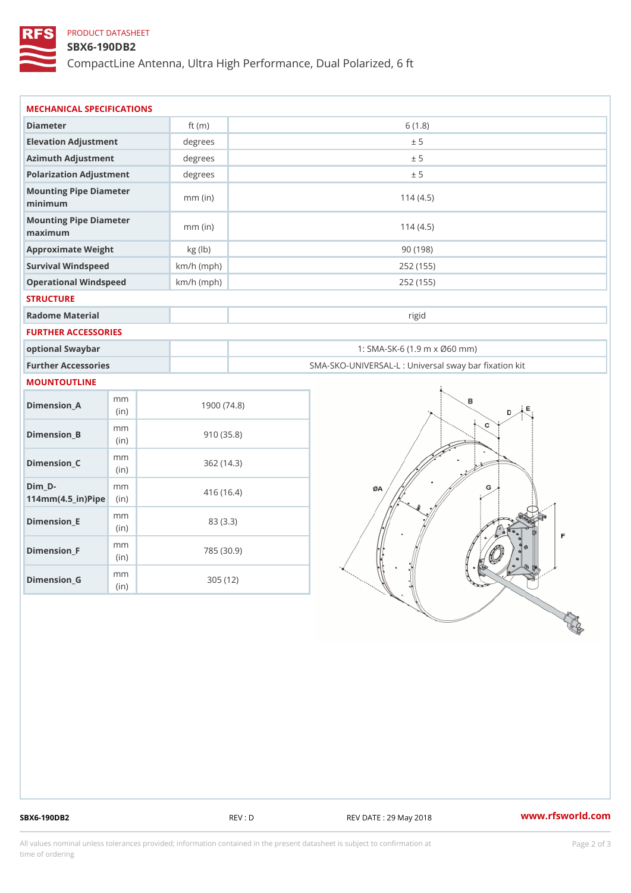PRODUCT DATASHEET

**SBX6-190DB2**

CompactLine Antenna, Ultra High Performance, Dual Polarized, 6 ft

## MECHANICAL SPECIFICATIONS

| | | |
|---|---|---|
| Diameter | ft (m) | 6 (1.8) |
| Elevation Adjustment | degrees | ± 5 |
| Azimuth Adjustment | degrees | ± 5 |
| Polarization Adjustment | degrees | ± 5 |
| Mounting Pipe Diameter minimum | mm (in) | 114 (4.5) |
| Mounting Pipe Diameter maximum | mm (in) | 114 (4.5) |
| Approximate Weight | kg (lb) | 90 (198) |
| Survival Windspeed | km/h (mph) | 252 (155) |
| Operational Windspeed | km/h (mph) | 252 (155) |

## STRUCTURE

| | | |
|---|---|---|
| Radome Material | | rigid |

## FURTHER ACCESSORIES

| | | |
|---|---|---|
| optional Swaybar | | 1: SMA-SK-6 (1.9 m x Ø60 mm) |
| Further Accessories | | SMA-SKO-UNIVERSAL-L : Universal sway bar fixation kit |

## MOUNTOUTLINE

| | | |
|---|---|---|
| Dimension_A | mm (in) | 1900 (74.8) |
| Dimension_B | mm (in) | 910 (35.8) |
| Dimension_C | mm (in) | 362 (14.3) |
| Dim_D-114mm(4.5_in)Pipe | mm (in) | 416 (16.4) |
| Dimension_E | mm (in) | 83 (3.3) |
| Dimension_F | mm (in) | 785 (30.9) |
| Dimension_G | mm (in) | 305 (12) |

SBX6-190DB2 REV : D REV DATE : 29 May 2018 www.rfsworld.com

All values nominal unless tolerances provided; information contained in the present datasheet is subject to confirmation at time of ordering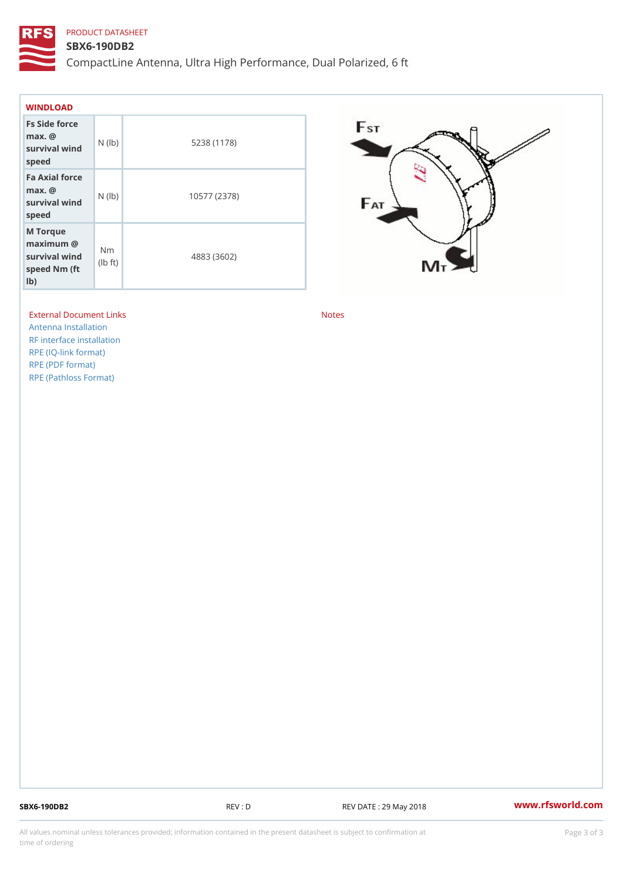PRODUCT DATASHEET

# SBX6-190DB2

CompactLine Antenna, Ultra High Performance, Dual Polarized, 6 ft

## WINDLOAD

| | | |
|---|---|---|
| Fs Side force max. @ survival wind speed | N (lb) | 5238 (1178) |
| Fa Axial force max. @ survival wind speed | N (lb) | 10577 (2378) |
| M Torque maximum @ survival wind speed Nm (ft lb) | Nm (lb ft) | 4883 (3602) |

FST

FAT

MT

### External Document Links

Antenna Installation

RF interface installation

RPE (IQ-link format)

RPE (PDF format)

RPE (Pathloss Format)

### Notes

SBX6-190DB2 REV : D REV DATE : 29 May 2018 www.rfsworld.com

All values nominal unless tolerances provided; information contained in the present datasheet is subject to confirmation at time of ordering